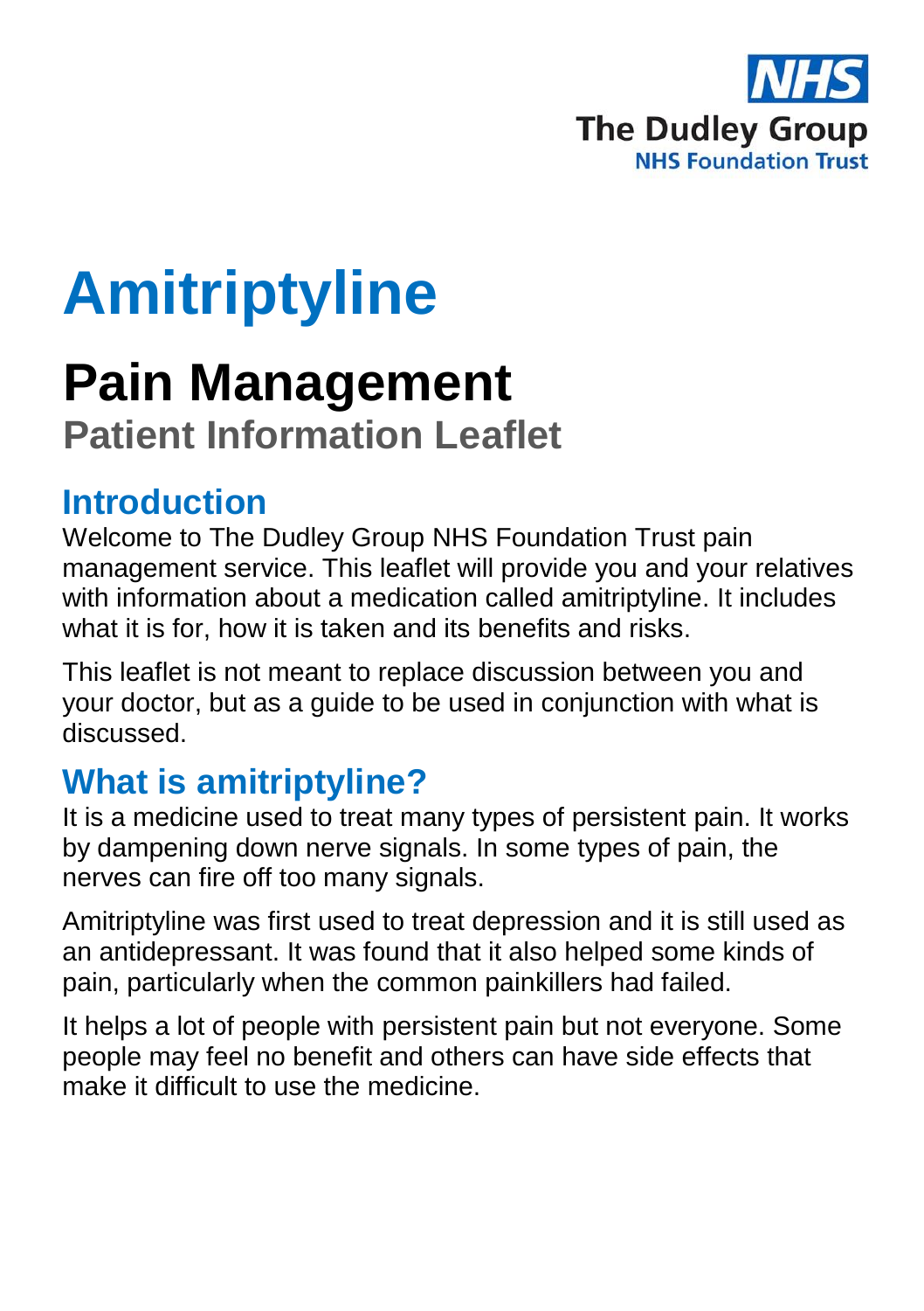NHS

The Dudley Group

NHS Foundation Trust

# Amitriptyline

## Pain Management

### Patient Information Leaflet

## Introduction

Welcome to The Dudley Group NHS Foundation Trust pain management service. This leaflet will provide you and your relatives with information about a medication called amitriptyline. It includes what it is for, how it is taken and its benefits and risks.

This leaflet is not meant to replace discussion between you and your doctor, but as a guide to be used in conjunction with what is discussed.

## What is amitriptyline?

It is a medicine used to treat many types of persistent pain. It works by dampening down nerve signals. In some types of pain, the nerves can fire off too many signals.

Amitriptyline was first used to treat depression and it is still used as an antidepressant. It was found that it also helped some kinds of pain, particularly when the common painkillers had failed.

It helps a lot of people with persistent pain but not everyone. Some people may feel no benefit and others can have side effects that make it difficult to use the medicine.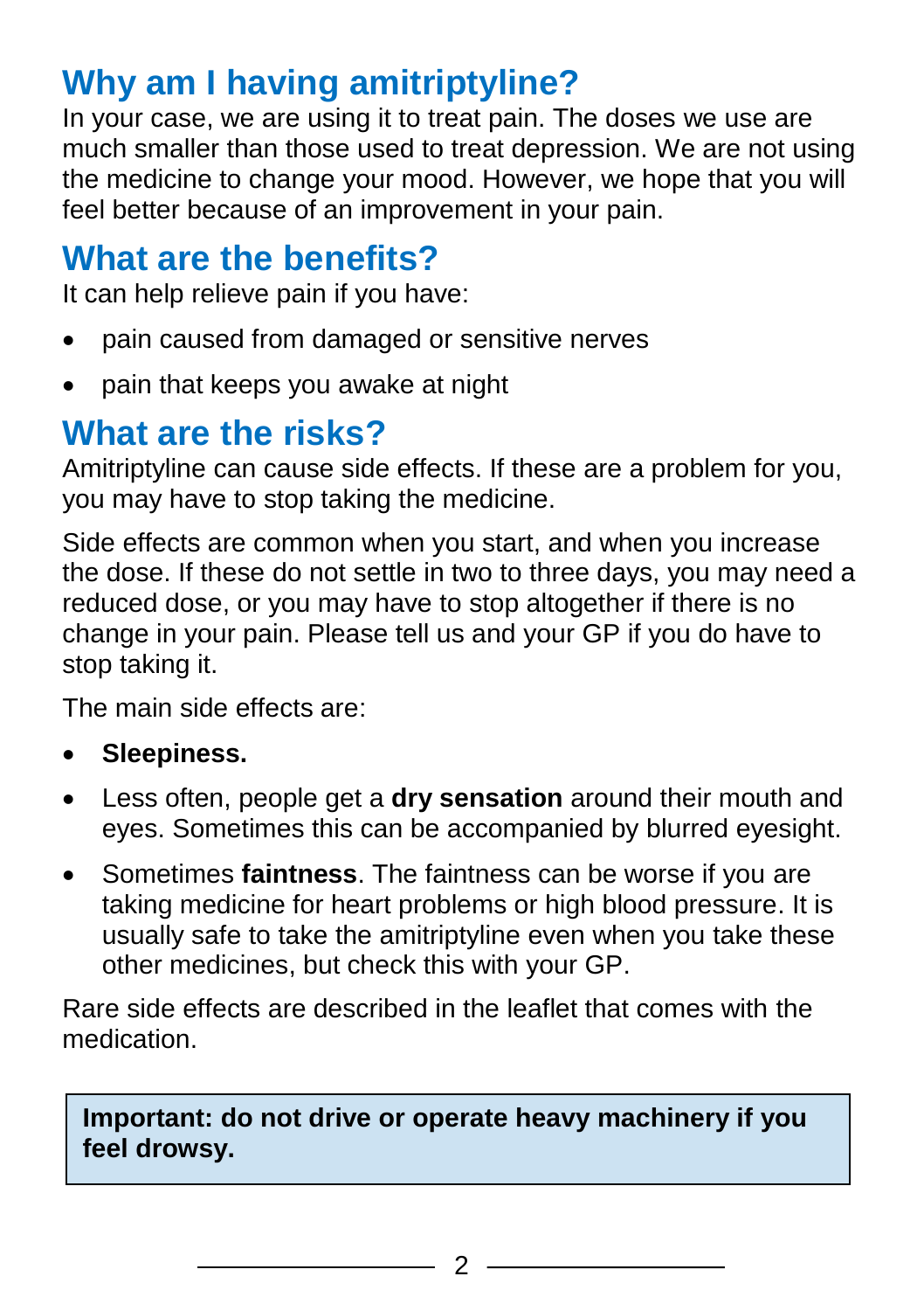## Why am I having amitriptyline?

In your case, we are using it to treat pain. The doses we use are much smaller than those used to treat depression. We are not using the medicine to change your mood. However, we hope that you will feel better because of an improvement in your pain.

## What are the benefits?

It can help relieve pain if you have:

- pain caused from damaged or sensitive nerves
- pain that keeps you awake at night

## What are the risks?

Amitriptyline can cause side effects. If these are a problem for you, you may have to stop taking the medicine.

Side effects are common when you start, and when you increase the dose. If these do not settle in two to three days, you may need a reduced dose, or you may have to stop altogether if there is no change in your pain. Please tell us and your GP if you do have to stop taking it.

The main side effects are:

- **Sleepiness.**
- Less often, people get a **dry sensation** around their mouth and eyes. Sometimes this can be accompanied by blurred eyesight.
- Sometimes **faintness**. The faintness can be worse if you are taking medicine for heart problems or high blood pressure. It is usually safe to take the amitriptyline even when you take these other medicines, but check this with your GP.

Rare side effects are described in the leaflet that comes with the medication.

**Important: do not drive or operate heavy machinery if you feel drowsy.**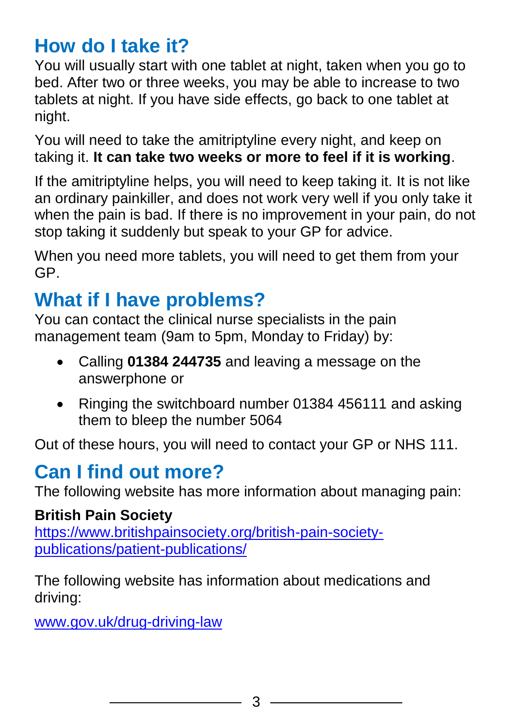## How do I take it?

You will usually start with one tablet at night, taken when you go to bed. After two or three weeks, you may be able to increase to two tablets at night. If you have side effects, go back to one tablet at night.

You will need to take the amitriptyline every night, and keep on taking it. **It can take two weeks or more to feel if it is working**.

If the amitriptyline helps, you will need to keep taking it. It is not like an ordinary painkiller, and does not work very well if you only take it when the pain is bad. If there is no improvement in your pain, do not stop taking it suddenly but speak to your GP for advice.

When you need more tablets, you will need to get them from your GP.

## What if I have problems?

You can contact the clinical nurse specialists in the pain management team (9am to 5pm, Monday to Friday) by:

- Calling **01384 244735** and leaving a message on the answerphone or
- Ringing the switchboard number 01384 456111 and asking them to bleep the number 5064

Out of these hours, you will need to contact your GP or NHS 111.

## Can I find out more?

The following website has more information about managing pain:

**British Pain Society**
https://www.britishpainsociety.org/british-pain-society-publications/patient-publications/

The following website has information about medications and driving:

www.gov.uk/drug-driving-law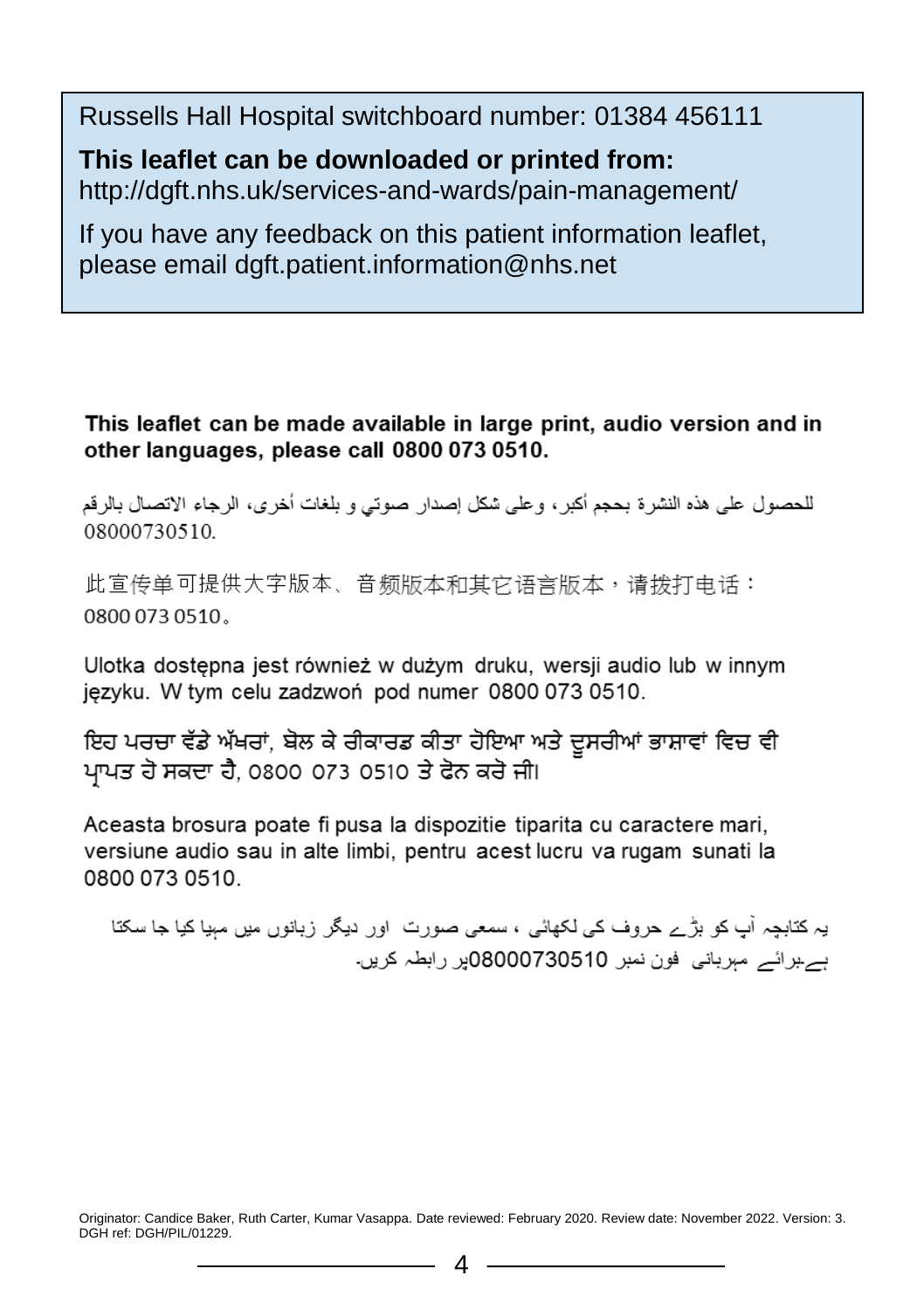Russells Hall Hospital switchboard number: 01384 456111

**This leaflet can be downloaded or printed from:**
http://dgft.nhs.uk/services-and-wards/pain-management/

If you have any feedback on this patient information leaflet, please email dgft.patient.information@nhs.net

**This leaflet can be made available in large print, audio version and in other languages, please call 0800 073 0510.**

للحصول على هذه النشرة بحجم أكبر، وعلى شكل إصدار صوتي و بلغات أخرى، الرجاء الاتصال بالرقم 08000730510.

此宣传单可提供大字版本、音频版本和其它语言版本，请拨打电话：0800 073 0510。

Ulotka dostępna jest również w dużym druku, wersji audio lub w innym języku. W tym celu zadzwoń pod numer 0800 073 0510.

ਇਹ ਪਰਚਾ ਵੱਡੇ ਅੱਖਰਾਂ, ਬੋਲ ਕੇ ਰੀਕਾਰਡ ਕੀਤਾ ਹੋਇਆ ਅਤੇ ਦੂਸਰੀਆਂ ਭਾਸ਼ਾਵਾਂ ਵਿਚ ਵੀ ਪ੍ਰਾਪਤ ਹੋ ਸਕਦਾ ਹੈ, 0800 073 0510 ਤੇ ਫੋਨ ਕਰੋ ਜੀ।

Aceasta brosura poate fi pusa la dispozitie tiparita cu caractere mari, versiune audio sau in alte limbi, pentru acest lucru va rugam sunati la 0800 073 0510.

یہ کتابچہ آپ کو بڑے حروف کی لکھائی ، سمعی صورت اور دیگر زبانوں میں مہیا کیا جا سکتا ہے۔برائے مہربانی فون نمبر 08000730510پر رابطہ کریں۔

Originator: Candice Baker, Ruth Carter, Kumar Vasappa. Date reviewed: February 2020. Review date: November 2022. Version: 3. DGH ref: DGH/PIL/01229.